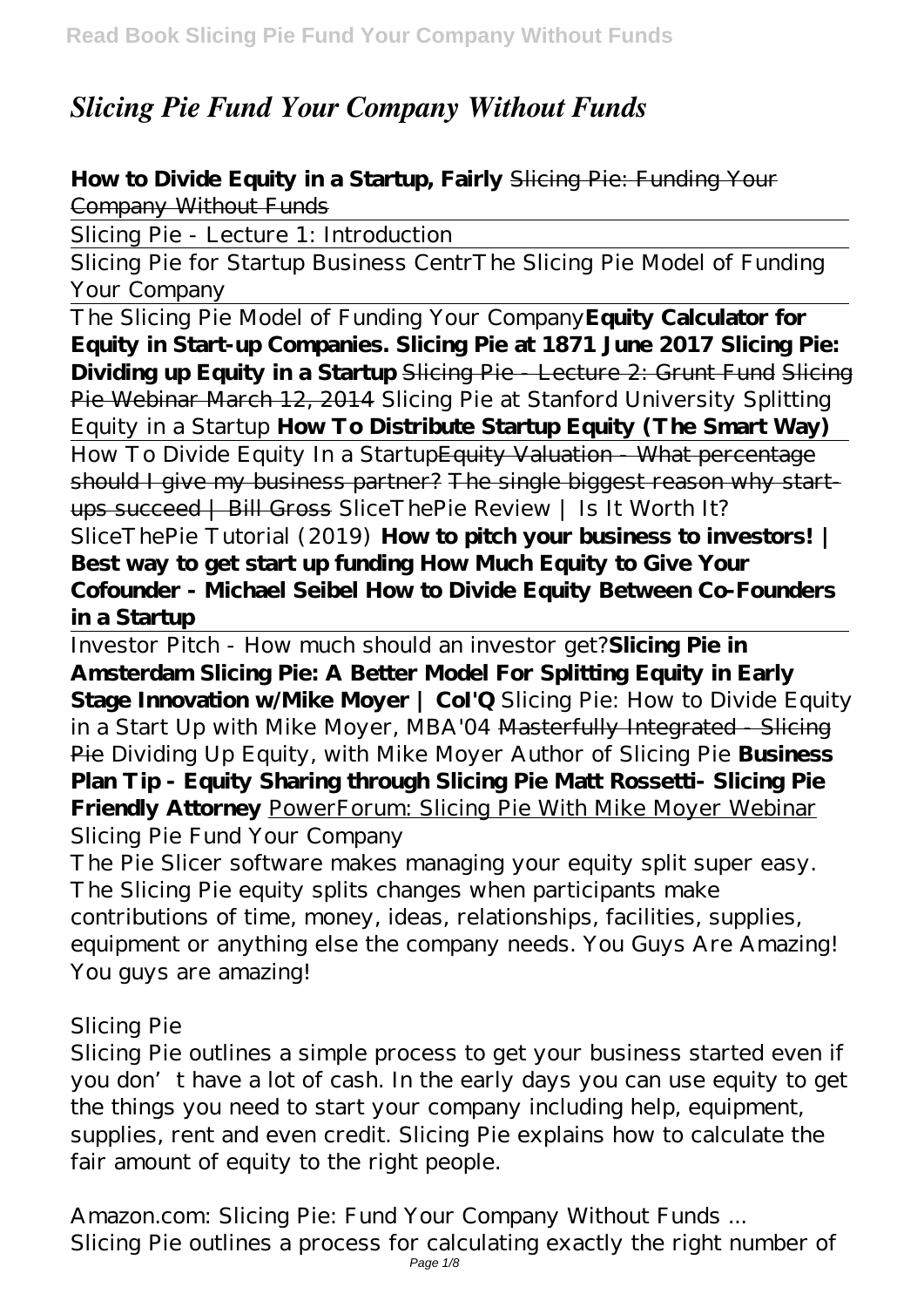# *Slicing Pie Fund Your Company Without Funds*

**How to Divide Equity in a Startup, Fairly** ~~Slicing Pie: Funding Your Company Without Funds~~

Slicing Pie - Lecture 1: Introduction

Slicing Pie for Startup Business Centr*The Slicing Pie Model of Funding Your Company*

The Slicing Pie Model of Funding Your Company**Equity Calculator for Equity in Start-up Companies. Slicing Pie at 1871 June 2017 Slicing Pie: Dividing up Equity in a Startup** ~~Slicing Pie - Lecture 2: Grunt Fund~~ ~~Slicing Pie Webinar March 12, 2014~~ *Slicing Pie at Stanford University Splitting Equity in a Startup* **How To Distribute Startup Equity (The Smart Way)**

How To Divide Equity In a Startup~~Equity Valuation - What percentage should I give my business partner?~~ ~~The single biggest reason why start-ups succeed | Bill Gross~~ *SliceThePie Review | Is It Worth It? SliceThePie Tutorial (2019)* **How to pitch your business to investors! | Best way to get start up funding How Much Equity to Give Your Cofounder - Michael Seibel How to Divide Equity Between Co-Founders in a Startup**

Investor Pitch - How much should an investor get?**Slicing Pie in Amsterdam Slicing Pie: A Better Model For Splitting Equity in Early Stage Innovation w/Mike Moyer | CoI'Q** *Slicing Pie: How to Divide Equity in a Start Up with Mike Moyer, MBA'04* ~~Masterfully Integrated - Slicing Pie~~ *Dividing Up Equity, with Mike Moyer Author of Slicing Pie* **Business Plan Tip - Equity Sharing through Slicing Pie Matt Rossetti- Slicing Pie Friendly Attorney** PowerForum: Slicing Pie With Mike Moyer Webinar

*Slicing Pie Fund Your Company*

The Pie Slicer software makes managing your equity split super easy. The Slicing Pie equity splits changes when participants make contributions of time, money, ideas, relationships, facilities, supplies, equipment or anything else the company needs. You Guys Are Amazing! You guys are amazing!

*Slicing Pie*

Slicing Pie outlines a simple process to get your business started even if you don't have a lot of cash. In the early days you can use equity to get the things you need to start your company including help, equipment, supplies, rent and even credit. Slicing Pie explains how to calculate the fair amount of equity to the right people.

*Amazon.com: Slicing Pie: Fund Your Company Without Funds ...*

Slicing Pie outlines a process for calculating exactly the right number of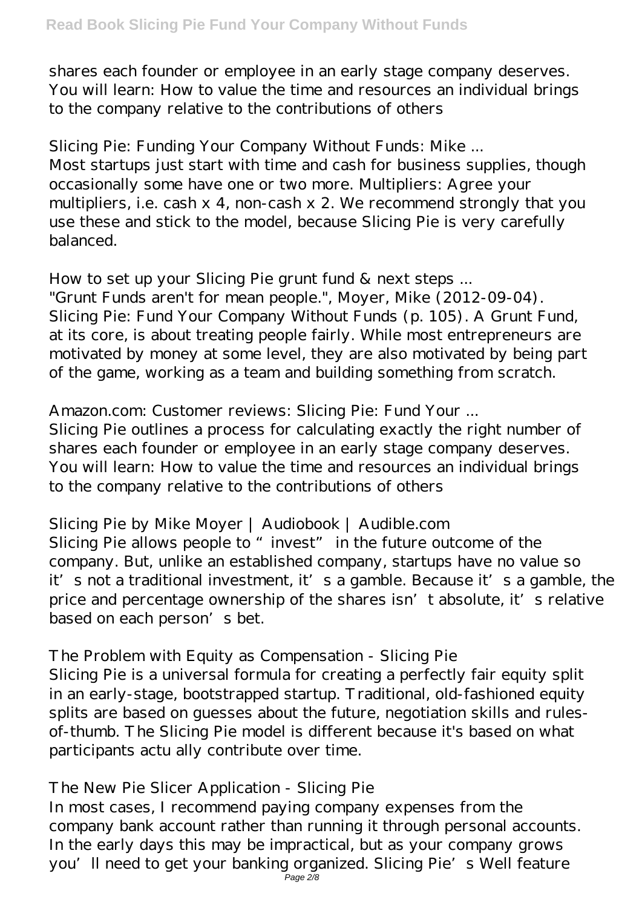shares each founder or employee in an early stage company deserves. You will learn: How to value the time and resources an individual brings to the company relative to the contributions of others

## Slicing Pie: Funding Your Company Without Funds: Mike ...

Most startups just start with time and cash for business supplies, though occasionally some have one or two more. Multipliers: Agree your multipliers, i.e. cash x 4, non-cash x 2. We recommend strongly that you use these and stick to the model, because Slicing Pie is very carefully balanced.

## How to set up your Slicing Pie grunt fund & next steps ...

"Grunt Funds aren't for mean people.", Moyer, Mike (2012-09-04). Slicing Pie: Fund Your Company Without Funds (p. 105). A Grunt Fund, at its core, is about treating people fairly. While most entrepreneurs are motivated by money at some level, they are also motivated by being part of the game, working as a team and building something from scratch.

## Amazon.com: Customer reviews: Slicing Pie: Fund Your ...

Slicing Pie outlines a process for calculating exactly the right number of shares each founder or employee in an early stage company deserves. You will learn: How to value the time and resources an individual brings to the company relative to the contributions of others

## Slicing Pie by Mike Moyer | Audiobook | Audible.com

Slicing Pie allows people to "invest" in the future outcome of the company. But, unlike an established company, startups have no value so it's not a traditional investment, it's a gamble. Because it's a gamble, the price and percentage ownership of the shares isn't absolute, it's relative based on each person's bet.

## The Problem with Equity as Compensation - Slicing Pie

Slicing Pie is a universal formula for creating a perfectly fair equity split in an early-stage, bootstrapped startup. Traditional, old-fashioned equity splits are based on guesses about the future, negotiation skills and rules-of-thumb. The Slicing Pie model is different because it's based on what participants actu ally contribute over time.

## The New Pie Slicer Application - Slicing Pie

In most cases, I recommend paying company expenses from the company bank account rather than running it through personal accounts. In the early days this may be impractical, but as your company grows you'll need to get your banking organized. Slicing Pie's Well feature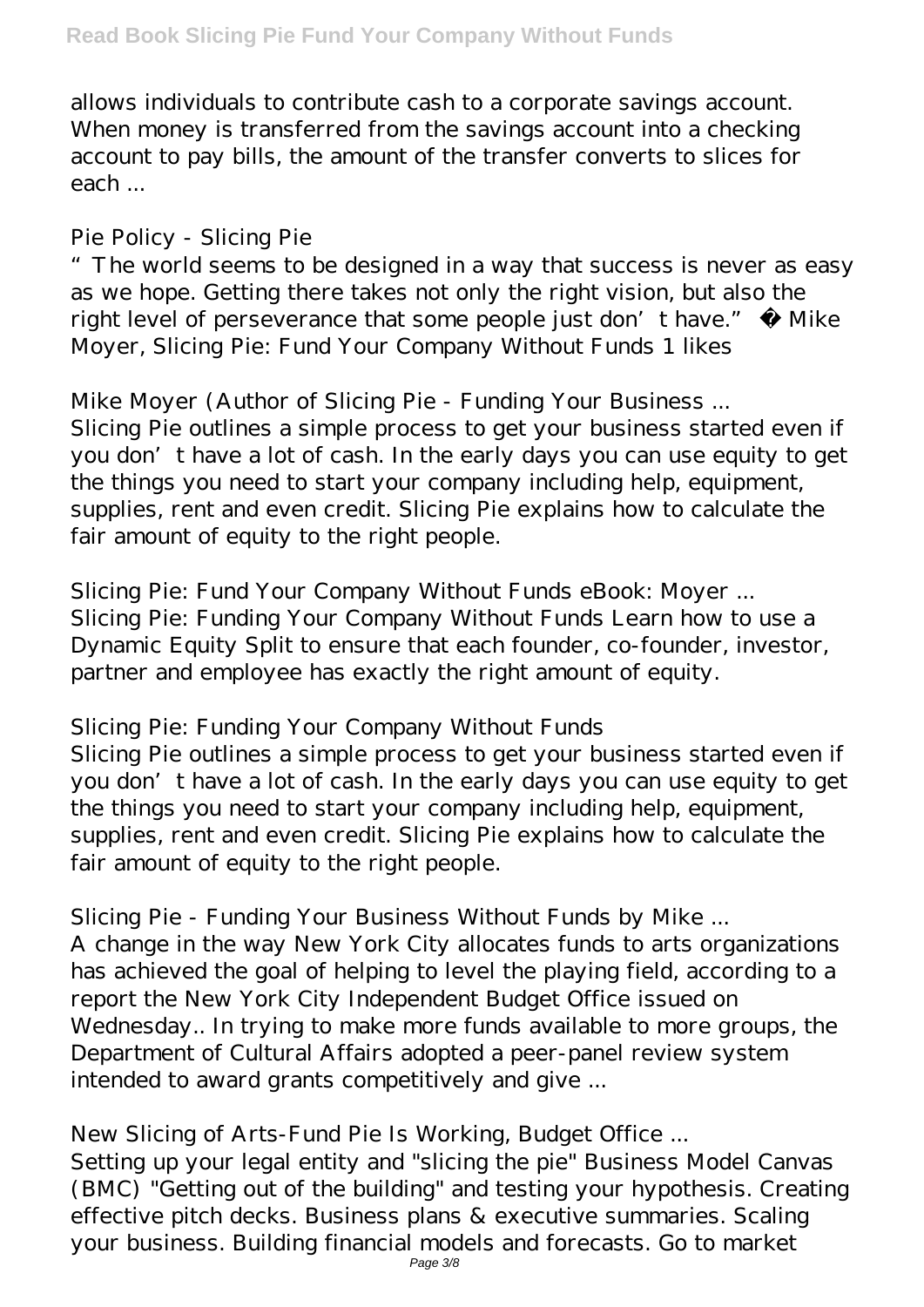allows individuals to contribute cash to a corporate savings account. When money is transferred from the savings account into a checking account to pay bills, the amount of the transfer converts to slices for each ...

*Pie Policy - Slicing Pie*

"The world seems to be designed in a way that success is never as easy as we hope. Getting there takes not only the right vision, but also the right level of perseverance that some people just don't have." ― Mike Moyer, Slicing Pie: Fund Your Company Without Funds 1 likes

*Mike Moyer (Author of Slicing Pie - Funding Your Business ...*

Slicing Pie outlines a simple process to get your business started even if you don't have a lot of cash. In the early days you can use equity to get the things you need to start your company including help, equipment, supplies, rent and even credit. Slicing Pie explains how to calculate the fair amount of equity to the right people.

*Slicing Pie: Fund Your Company Without Funds eBook: Moyer ...*

Slicing Pie: Funding Your Company Without Funds Learn how to use a Dynamic Equity Split to ensure that each founder, co-founder, investor, partner and employee has exactly the right amount of equity.

*Slicing Pie: Funding Your Company Without Funds*

Slicing Pie outlines a simple process to get your business started even if you don't have a lot of cash. In the early days you can use equity to get the things you need to start your company including help, equipment, supplies, rent and even credit. Slicing Pie explains how to calculate the fair amount of equity to the right people.

*Slicing Pie - Funding Your Business Without Funds by Mike ...*

A change in the way New York City allocates funds to arts organizations has achieved the goal of helping to level the playing field, according to a report the New York City Independent Budget Office issued on Wednesday.. In trying to make more funds available to more groups, the Department of Cultural Affairs adopted a peer-panel review system intended to award grants competitively and give ...

*New Slicing of Arts-Fund Pie Is Working, Budget Office ...*

Setting up your legal entity and "slicing the pie" Business Model Canvas (BMC) "Getting out of the building" and testing your hypothesis. Creating effective pitch decks. Business plans & executive summaries. Scaling your business. Building financial models and forecasts. Go to market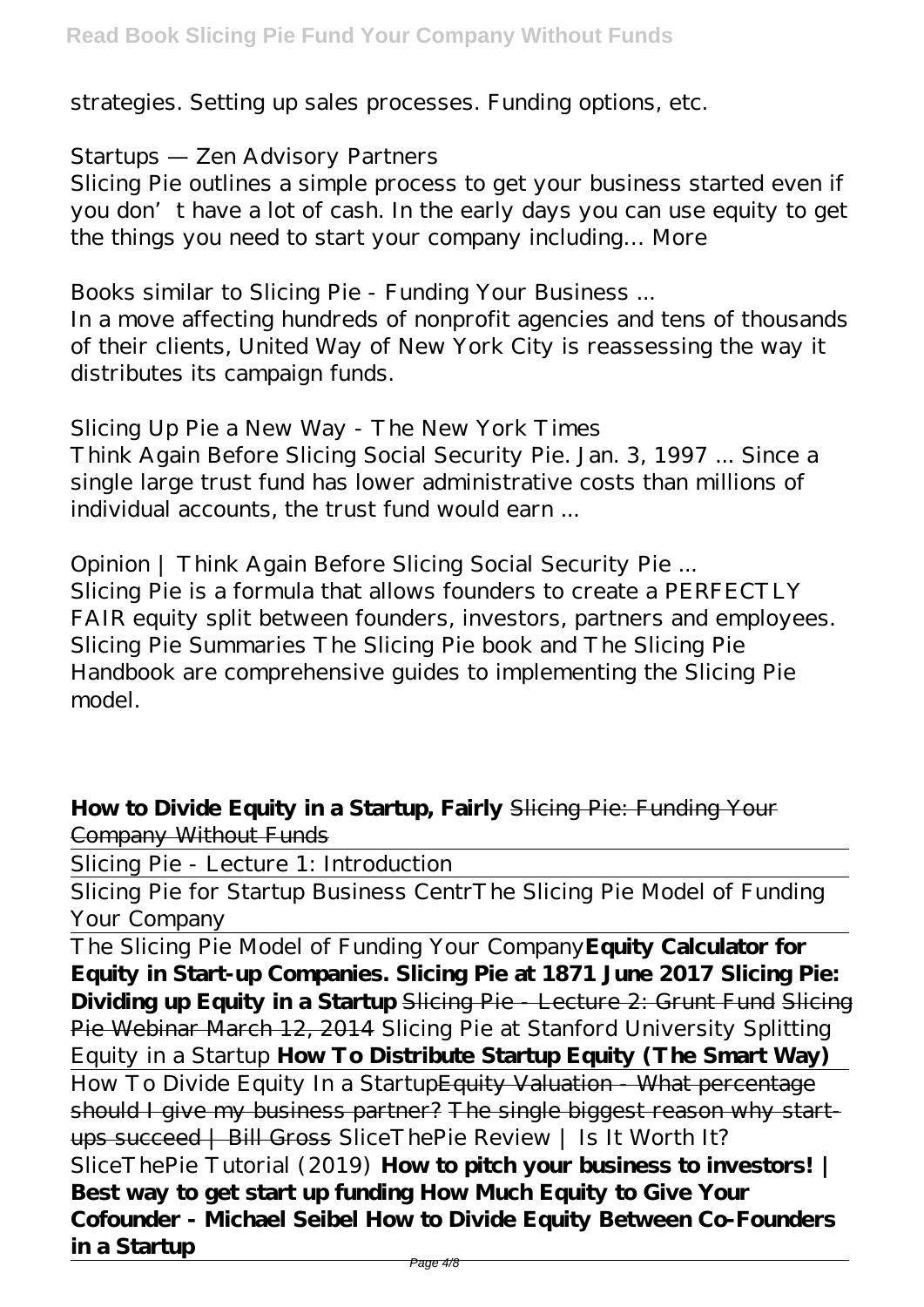strategies. Setting up sales processes. Funding options, etc.

*Startups — Zen Advisory Partners*

Slicing Pie outlines a simple process to get your business started even if you don't have a lot of cash. In the early days you can use equity to get the things you need to start your company including… More

*Books similar to Slicing Pie - Funding Your Business ...*

In a move affecting hundreds of nonprofit agencies and tens of thousands of their clients, United Way of New York City is reassessing the way it distributes its campaign funds.

*Slicing Up Pie a New Way - The New York Times*

Think Again Before Slicing Social Security Pie. Jan. 3, 1997 ... Since a single large trust fund has lower administrative costs than millions of individual accounts, the trust fund would earn ...

*Opinion | Think Again Before Slicing Social Security Pie ...*

Slicing Pie is a formula that allows founders to create a PERFECTLY FAIR equity split between founders, investors, partners and employees. Slicing Pie Summaries The Slicing Pie book and The Slicing Pie Handbook are comprehensive guides to implementing the Slicing Pie model.

**How to Divide Equity in a Startup, Fairly** ~~Slicing Pie: Funding Your Company Without Funds~~

Slicing Pie - Lecture 1: Introduction

Slicing Pie for Startup Business Centr*The Slicing Pie Model of Funding Your Company*

The Slicing Pie Model of Funding Your Company**Equity Calculator for Equity in Start-up Companies. Slicing Pie at 1871 June 2017 Slicing Pie: Dividing up Equity in a Startup** ~~Slicing Pie - Lecture 2: Grunt Fund~~ ~~Slicing Pie Webinar March 12, 2014~~ *Slicing Pie at Stanford University Splitting Equity in a Startup* **How To Distribute Startup Equity (The Smart Way)**

How To Divide Equity In a Startup~~Equity Valuation - What percentage should I give my business partner?~~ ~~The single biggest reason why start-ups succeed | Bill Gross~~ *SliceThePie Review | Is It Worth It? SliceThePie Tutorial (2019)* **How to pitch your business to investors! | Best way to get start up funding How Much Equity to Give Your Cofounder - Michael Seibel How to Divide Equity Between Co-Founders in a Startup**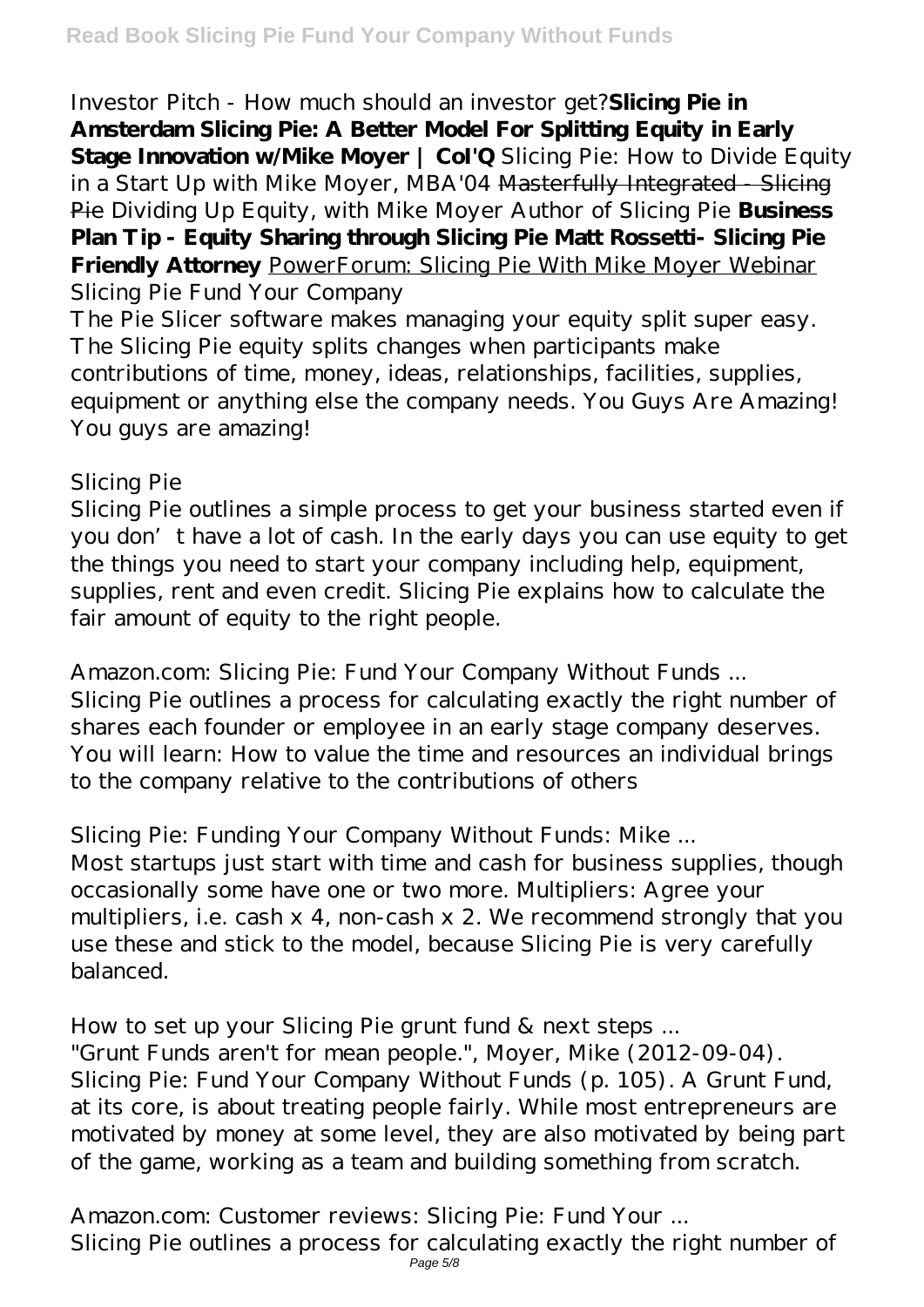*Investor Pitch - How much should an investor get?* **Slicing Pie in Amsterdam** **Slicing Pie: A Better Model For Splitting Equity in Early Stage Innovation w/Mike Moyer | CoI'Q** *Slicing Pie: How to Divide Equity in a Start Up with Mike Moyer, MBA'04* ~~Masterfully Integrated - Slicing Pie~~ *Dividing Up Equity, with Mike Moyer Author of Slicing Pie* **Business Plan Tip - Equity Sharing through Slicing Pie** **Matt Rossetti- Slicing Pie Friendly Attorney** PowerForum: Slicing Pie With Mike Moyer Webinar

*Slicing Pie Fund Your Company*

The Pie Slicer software makes managing your equity split super easy. The Slicing Pie equity splits changes when participants make contributions of time, money, ideas, relationships, facilities, supplies, equipment or anything else the company needs. You Guys Are Amazing! You guys are amazing!

*Slicing Pie*

Slicing Pie outlines a simple process to get your business started even if you don't have a lot of cash. In the early days you can use equity to get the things you need to start your company including help, equipment, supplies, rent and even credit. Slicing Pie explains how to calculate the fair amount of equity to the right people.

*Amazon.com: Slicing Pie: Fund Your Company Without Funds ...*

Slicing Pie outlines a process for calculating exactly the right number of shares each founder or employee in an early stage company deserves. You will learn: How to value the time and resources an individual brings to the company relative to the contributions of others

*Slicing Pie: Funding Your Company Without Funds: Mike ...*

Most startups just start with time and cash for business supplies, though occasionally some have one or two more. Multipliers: Agree your multipliers, i.e. cash x 4, non-cash x 2. We recommend strongly that you use these and stick to the model, because Slicing Pie is very carefully balanced.

*How to set up your Slicing Pie grunt fund & next steps ...*

"Grunt Funds aren't for mean people.", Moyer, Mike (2012-09-04). Slicing Pie: Fund Your Company Without Funds (p. 105). A Grunt Fund, at its core, is about treating people fairly. While most entrepreneurs are motivated by money at some level, they are also motivated by being part of the game, working as a team and building something from scratch.

*Amazon.com: Customer reviews: Slicing Pie: Fund Your ...*

Slicing Pie outlines a process for calculating exactly the right number of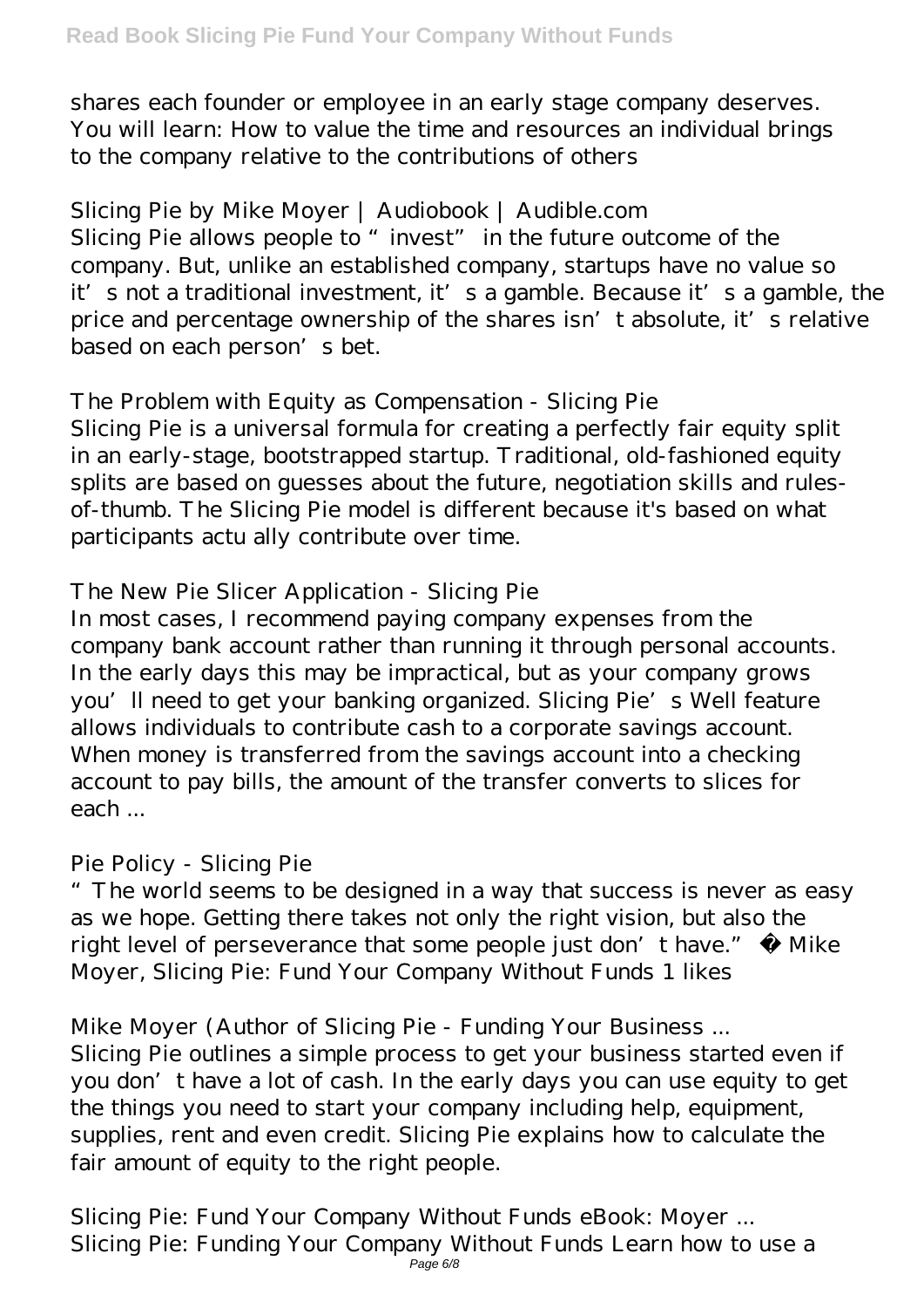shares each founder or employee in an early stage company deserves. You will learn: How to value the time and resources an individual brings to the company relative to the contributions of others

Slicing Pie by Mike Moyer | Audiobook | Audible.com

Slicing Pie allows people to "invest" in the future outcome of the company. But, unlike an established company, startups have no value so it's not a traditional investment, it's a gamble. Because it's a gamble, the price and percentage ownership of the shares isn't absolute, it's relative based on each person's bet.

The Problem with Equity as Compensation - Slicing Pie

Slicing Pie is a universal formula for creating a perfectly fair equity split in an early-stage, bootstrapped startup. Traditional, old-fashioned equity splits are based on guesses about the future, negotiation skills and rules-of-thumb. The Slicing Pie model is different because it's based on what participants actu ally contribute over time.

The New Pie Slicer Application - Slicing Pie

In most cases, I recommend paying company expenses from the company bank account rather than running it through personal accounts. In the early days this may be impractical, but as your company grows you'll need to get your banking organized. Slicing Pie's Well feature allows individuals to contribute cash to a corporate savings account. When money is transferred from the savings account into a checking account to pay bills, the amount of the transfer converts to slices for each ...

Pie Policy - Slicing Pie

"The world seems to be designed in a way that success is never as easy as we hope. Getting there takes not only the right vision, but also the right level of perseverance that some people just don't have." ― Mike Moyer, Slicing Pie: Fund Your Company Without Funds 1 likes

Mike Moyer (Author of Slicing Pie - Funding Your Business ...

Slicing Pie outlines a simple process to get your business started even if you don't have a lot of cash. In the early days you can use equity to get the things you need to start your company including help, equipment, supplies, rent and even credit. Slicing Pie explains how to calculate the fair amount of equity to the right people.

Slicing Pie: Fund Your Company Without Funds eBook: Moyer ...

Slicing Pie: Funding Your Company Without Funds Learn how to use a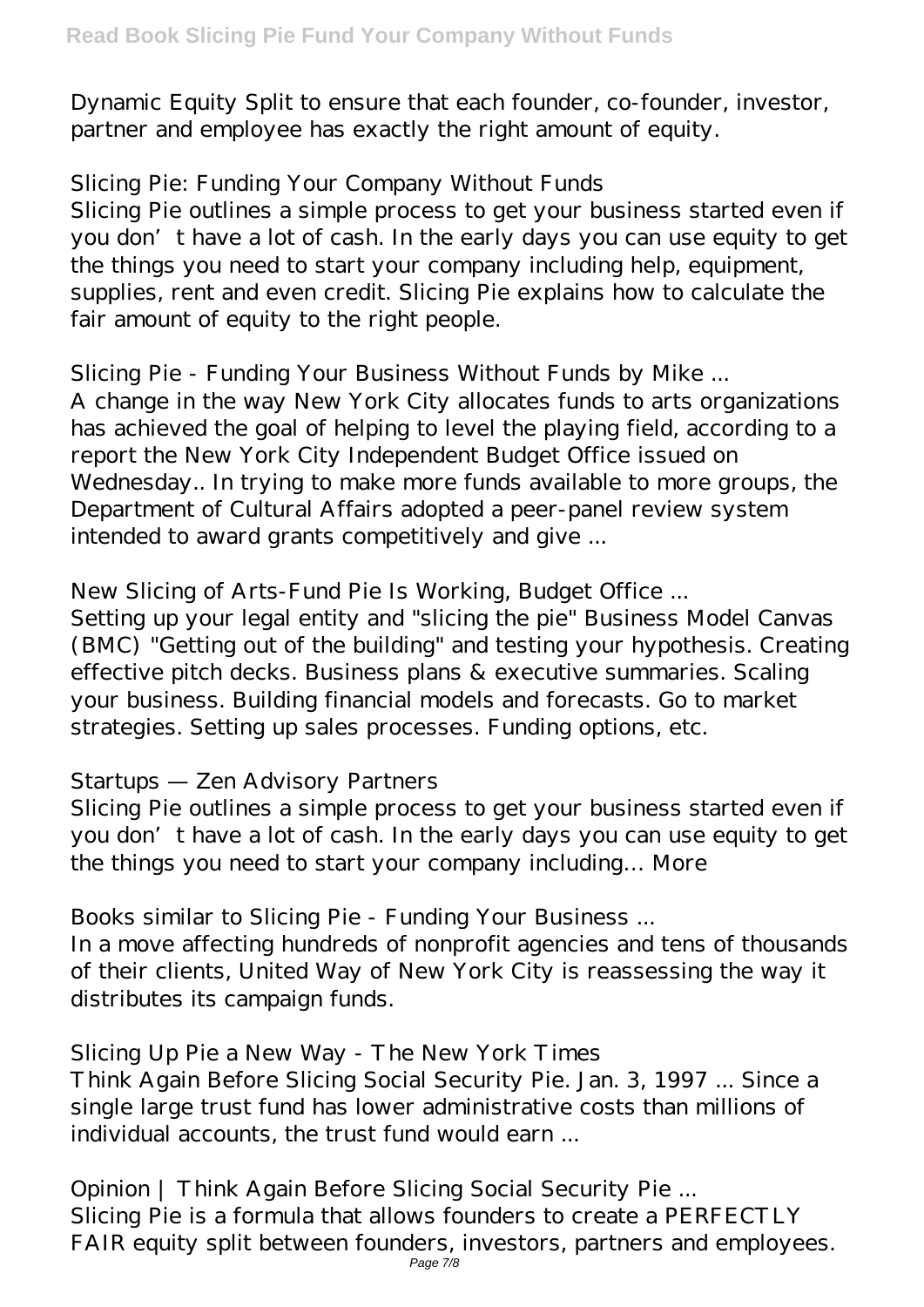Dynamic Equity Split to ensure that each founder, co-founder, investor, partner and employee has exactly the right amount of equity.

*Slicing Pie: Funding Your Company Without Funds*

Slicing Pie outlines a simple process to get your business started even if you don't have a lot of cash. In the early days you can use equity to get the things you need to start your company including help, equipment, supplies, rent and even credit. Slicing Pie explains how to calculate the fair amount of equity to the right people.

*Slicing Pie - Funding Your Business Without Funds by Mike ...*

A change in the way New York City allocates funds to arts organizations has achieved the goal of helping to level the playing field, according to a report the New York City Independent Budget Office issued on Wednesday.. In trying to make more funds available to more groups, the Department of Cultural Affairs adopted a peer-panel review system intended to award grants competitively and give ...

*New Slicing of Arts-Fund Pie Is Working, Budget Office ...*

Setting up your legal entity and "slicing the pie" Business Model Canvas (BMC) "Getting out of the building" and testing your hypothesis. Creating effective pitch decks. Business plans & executive summaries. Scaling your business. Building financial models and forecasts. Go to market strategies. Setting up sales processes. Funding options, etc.

*Startups — Zen Advisory Partners*

Slicing Pie outlines a simple process to get your business started even if you don't have a lot of cash. In the early days you can use equity to get the things you need to start your company including… More

*Books similar to Slicing Pie - Funding Your Business ...*

In a move affecting hundreds of nonprofit agencies and tens of thousands of their clients, United Way of New York City is reassessing the way it distributes its campaign funds.

*Slicing Up Pie a New Way - The New York Times*

Think Again Before Slicing Social Security Pie. Jan. 3, 1997 ... Since a single large trust fund has lower administrative costs than millions of individual accounts, the trust fund would earn ...

*Opinion | Think Again Before Slicing Social Security Pie ...*

Slicing Pie is a formula that allows founders to create a PERFECTLY FAIR equity split between founders, investors, partners and employees.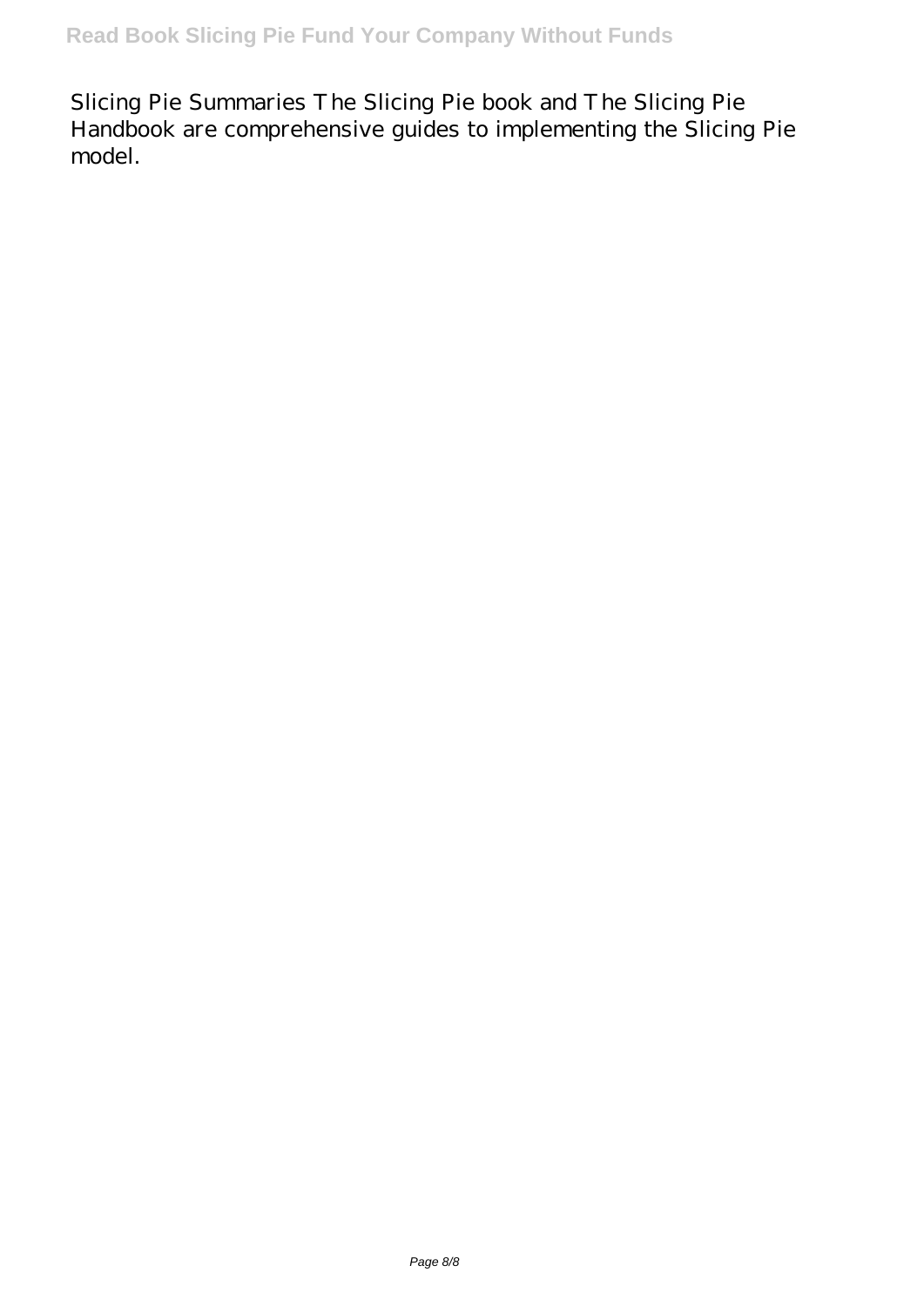Slicing Pie Summaries The Slicing Pie book and The Slicing Pie Handbook are comprehensive guides to implementing the Slicing Pie model.